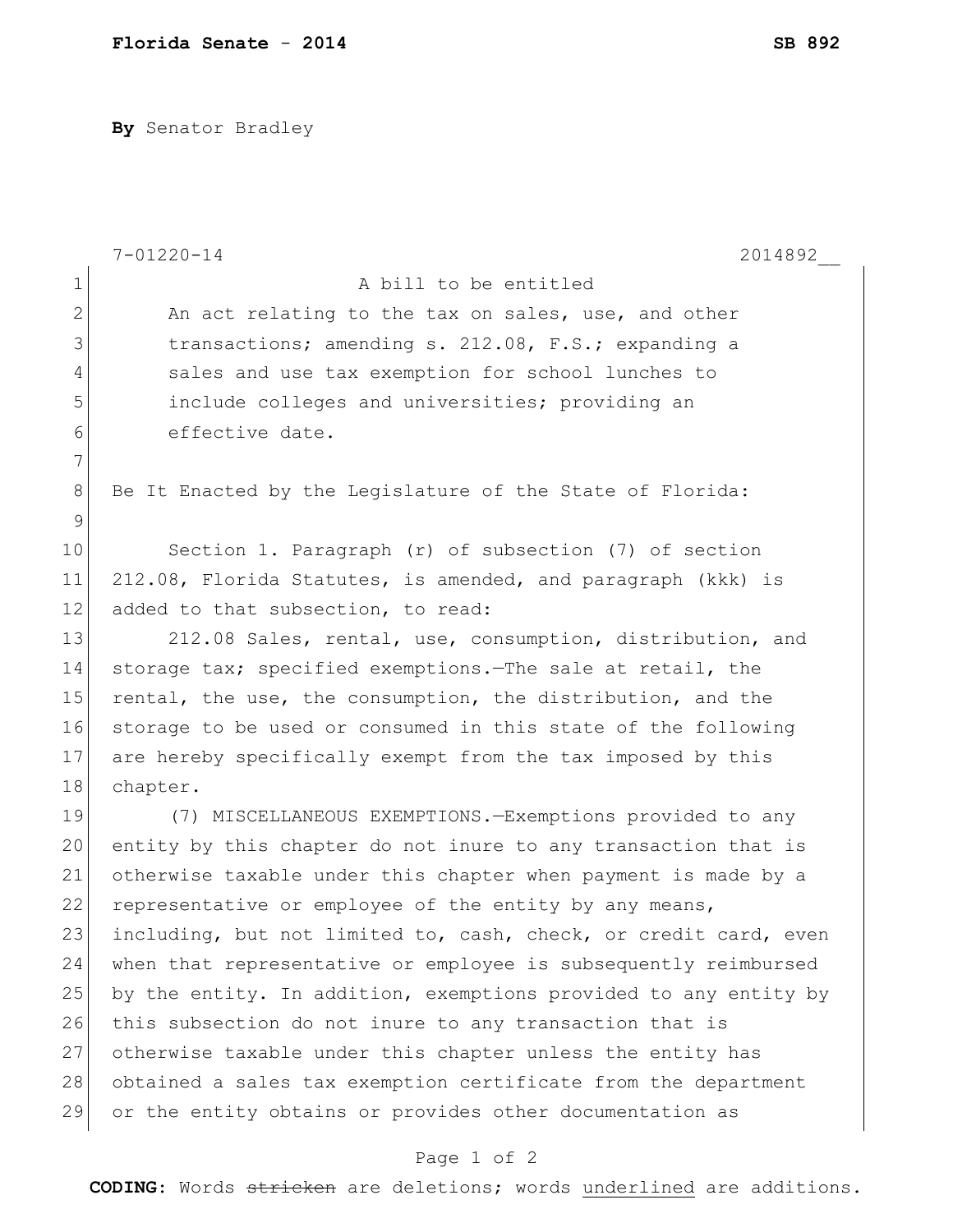**By** Senator Bradley

7-01220-14 2014892__

A bill to be entitled

An act relating to the tax on sales, use, and other transactions; amending s. 212.08, F.S.; expanding a sales and use tax exemption for school lunches to include colleges and universities; providing an effective date.

Be It Enacted by the Legislature of the State of Florida:

Section 1. Paragraph (r) of subsection (7) of section 212.08, Florida Statutes, is amended, and paragraph (kkk) is added to that subsection, to read:

212.08 Sales, rental, use, consumption, distribution, and storage tax; specified exemptions.—The sale at retail, the rental, the use, the consumption, the distribution, and the storage to be used or consumed in this state of the following are hereby specifically exempt from the tax imposed by this chapter.

(7) MISCELLANEOUS EXEMPTIONS.—Exemptions provided to any entity by this chapter do not inure to any transaction that is otherwise taxable under this chapter when payment is made by a representative or employee of the entity by any means, including, but not limited to, cash, check, or credit card, even when that representative or employee is subsequently reimbursed by the entity. In addition, exemptions provided to any entity by this subsection do not inure to any transaction that is otherwise taxable under this chapter unless the entity has obtained a sales tax exemption certificate from the department or the entity obtains or provides other documentation as

**CODING:** Words ~~stricken~~ are deletions; words underlined are additions.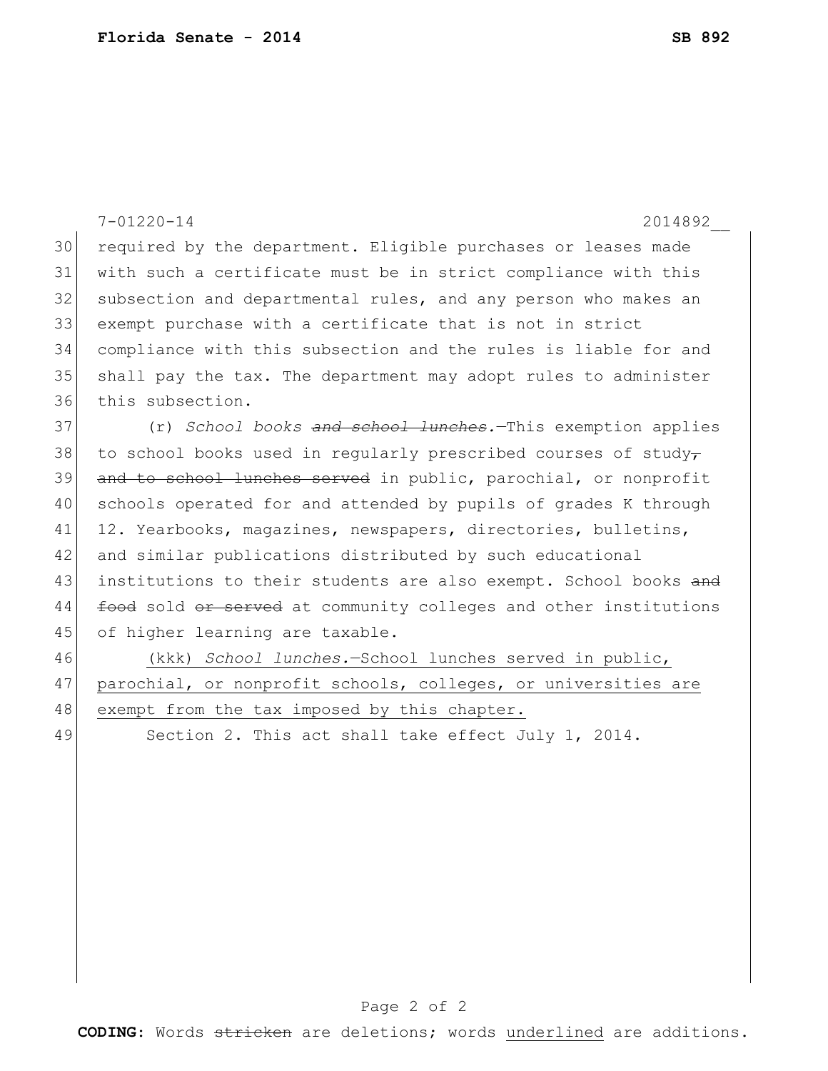required by the department. Eligible purchases or leases made with such a certificate must be in strict compliance with this subsection and departmental rules, and any person who makes an exempt purchase with a certificate that is not in strict compliance with this subsection and the rules is liable for and shall pay the tax. The department may adopt rules to administer this subsection.

(r) *School books ~~and school lunches~~.*—This exemption applies to school books used in regularly prescribed courses of study~~,~~ ~~and to school lunches served~~ in public, parochial, or nonprofit schools operated for and attended by pupils of grades K through 12. Yearbooks, magazines, newspapers, directories, bulletins, and similar publications distributed by such educational institutions to their students are also exempt. School books ~~and food~~ sold ~~or served~~ at community colleges and other institutions of higher learning are taxable.

<u>(kkk) *School lunches.*—School lunches served in public, parochial, or nonprofit schools, colleges, or universities are exempt from the tax imposed by this chapter.</u>

Section 2. This act shall take effect July 1, 2014.

**CODING:** Words ~~stricken~~ are deletions; words <u>underlined</u> are additions.